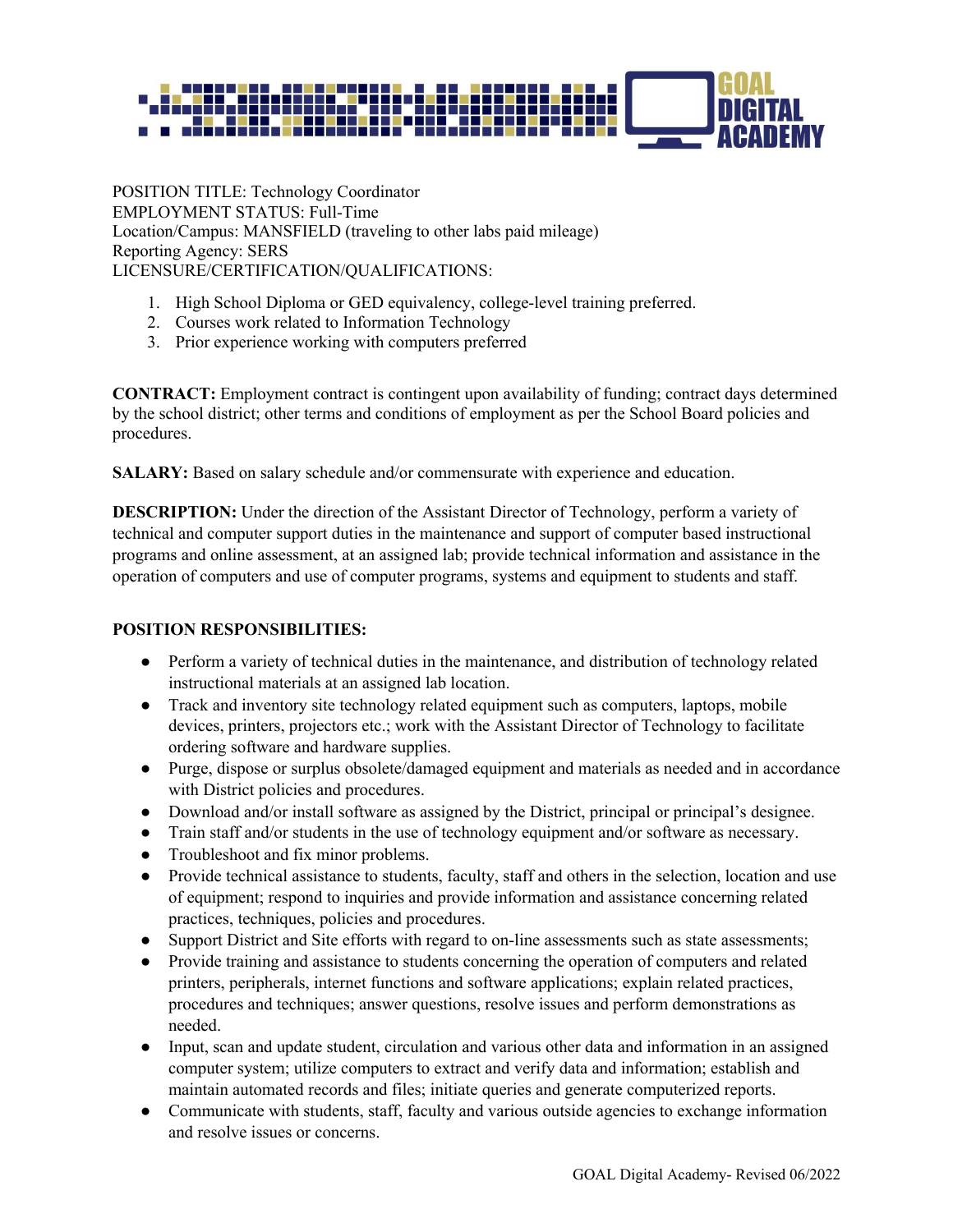GOAL DIGITAL ACADEMY

POSITION TITLE: Technology Coordinator
EMPLOYMENT STATUS: Full-Time
Location/Campus: MANSFIELD (traveling to other labs paid mileage)
Reporting Agency: SERS
LICENSURE/CERTIFICATION/QUALIFICATIONS:

1. High School Diploma or GED equivalency, college-level training preferred.
2. Courses work related to Information Technology
3. Prior experience working with computers preferred

**CONTRACT:** Employment contract is contingent upon availability of funding; contract days determined by the school district; other terms and conditions of employment as per the School Board policies and procedures.

**SALARY:** Based on salary schedule and/or commensurate with experience and education.

**DESCRIPTION:** Under the direction of the Assistant Director of Technology, perform a variety of technical and computer support duties in the maintenance and support of computer based instructional programs and online assessment, at an assigned lab; provide technical information and assistance in the operation of computers and use of computer programs, systems and equipment to students and staff.

**POSITION RESPONSIBILITIES:**

- Perform a variety of technical duties in the maintenance, and distribution of technology related instructional materials at an assigned lab location.
- Track and inventory site technology related equipment such as computers, laptops, mobile devices, printers, projectors etc.; work with the Assistant Director of Technology to facilitate ordering software and hardware supplies.
- Purge, dispose or surplus obsolete/damaged equipment and materials as needed and in accordance with District policies and procedures.
- Download and/or install software as assigned by the District, principal or principal's designee.
- Train staff and/or students in the use of technology equipment and/or software as necessary.
- Troubleshoot and fix minor problems.
- Provide technical assistance to students, faculty, staff and others in the selection, location and use of equipment; respond to inquiries and provide information and assistance concerning related practices, techniques, policies and procedures.
- Support District and Site efforts with regard to on-line assessments such as state assessments;
- Provide training and assistance to students concerning the operation of computers and related printers, peripherals, internet functions and software applications; explain related practices, procedures and techniques; answer questions, resolve issues and perform demonstrations as needed.
- Input, scan and update student, circulation and various other data and information in an assigned computer system; utilize computers to extract and verify data and information; establish and maintain automated records and files; initiate queries and generate computerized reports.
- Communicate with students, staff, faculty and various outside agencies to exchange information and resolve issues or concerns.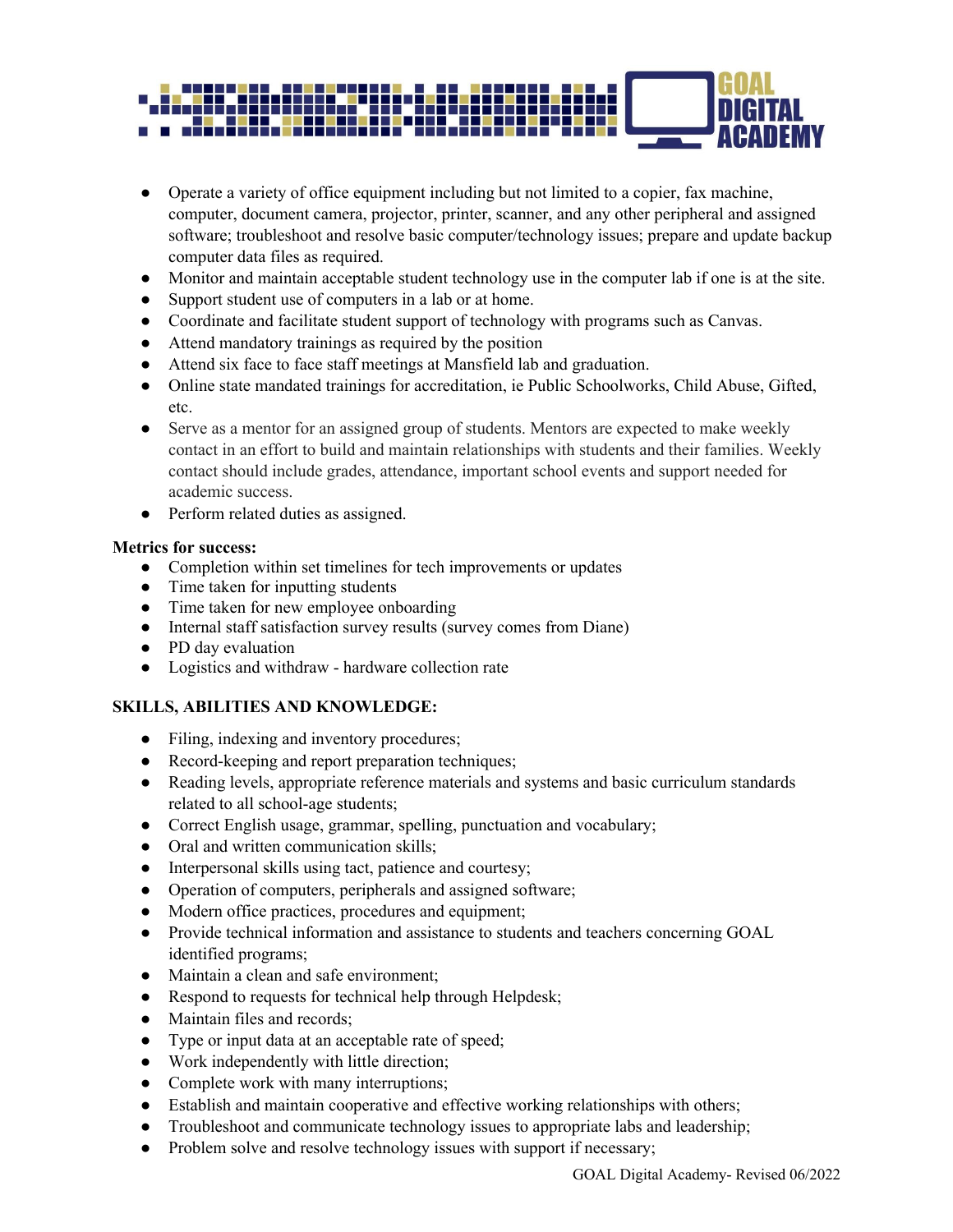- Operate a variety of office equipment including but not limited to a copier, fax machine, computer, document camera, projector, printer, scanner, and any other peripheral and assigned software; troubleshoot and resolve basic computer/technology issues; prepare and update backup computer data files as required.
- Monitor and maintain acceptable student technology use in the computer lab if one is at the site.
- Support student use of computers in a lab or at home.
- Coordinate and facilitate student support of technology with programs such as Canvas.
- Attend mandatory trainings as required by the position
- Attend six face to face staff meetings at Mansfield lab and graduation.
- Online state mandated trainings for accreditation, ie Public Schoolworks, Child Abuse, Gifted, etc.
- Serve as a mentor for an assigned group of students. Mentors are expected to make weekly contact in an effort to build and maintain relationships with students and their families. Weekly contact should include grades, attendance, important school events and support needed for academic success.
- Perform related duties as assigned.

**Metrics for success:**

- Completion within set timelines for tech improvements or updates
- Time taken for inputting students
- Time taken for new employee onboarding
- Internal staff satisfaction survey results (survey comes from Diane)
- PD day evaluation
- Logistics and withdraw - hardware collection rate

**SKILLS, ABILITIES AND KNOWLEDGE:**

- Filing, indexing and inventory procedures;
- Record-keeping and report preparation techniques;
- Reading levels, appropriate reference materials and systems and basic curriculum standards related to all school-age students;
- Correct English usage, grammar, spelling, punctuation and vocabulary;
- Oral and written communication skills;
- Interpersonal skills using tact, patience and courtesy;
- Operation of computers, peripherals and assigned software;
- Modern office practices, procedures and equipment;
- Provide technical information and assistance to students and teachers concerning GOAL identified programs;
- Maintain a clean and safe environment;
- Respond to requests for technical help through Helpdesk;
- Maintain files and records;
- Type or input data at an acceptable rate of speed;
- Work independently with little direction;
- Complete work with many interruptions;
- Establish and maintain cooperative and effective working relationships with others;
- Troubleshoot and communicate technology issues to appropriate labs and leadership;
- Problem solve and resolve technology issues with support if necessary;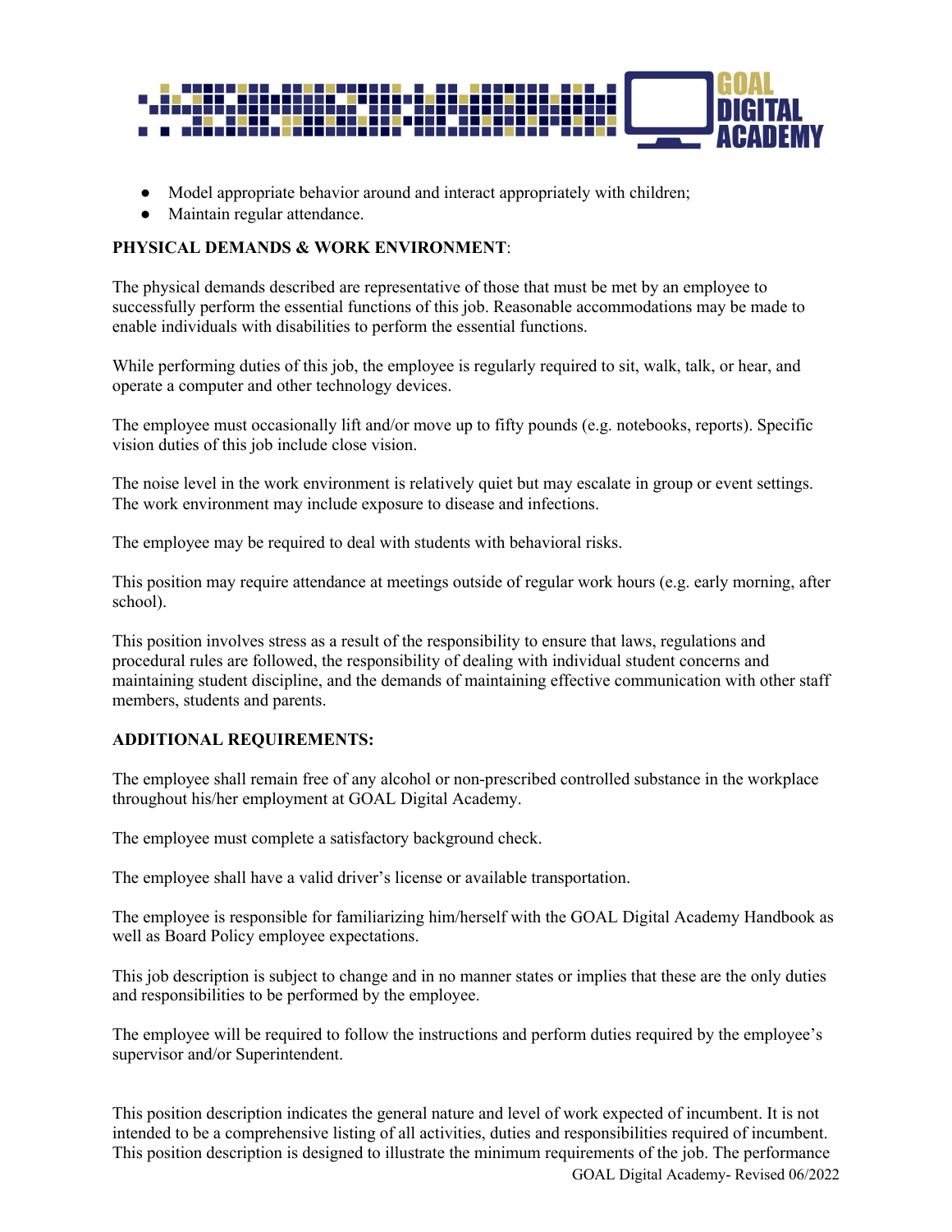- Model appropriate behavior around and interact appropriately with children;
- Maintain regular attendance.

**PHYSICAL DEMANDS & WORK ENVIRONMENT**:

The physical demands described are representative of those that must be met by an employee to successfully perform the essential functions of this job. Reasonable accommodations may be made to enable individuals with disabilities to perform the essential functions.

While performing duties of this job, the employee is regularly required to sit, walk, talk, or hear, and operate a computer and other technology devices.

The employee must occasionally lift and/or move up to fifty pounds (e.g. notebooks, reports). Specific vision duties of this job include close vision.

The noise level in the work environment is relatively quiet but may escalate in group or event settings. The work environment may include exposure to disease and infections.

The employee may be required to deal with students with behavioral risks.

This position may require attendance at meetings outside of regular work hours (e.g. early morning, after school).

This position involves stress as a result of the responsibility to ensure that laws, regulations and procedural rules are followed, the responsibility of dealing with individual student concerns and maintaining student discipline, and the demands of maintaining effective communication with other staff members, students and parents.

**ADDITIONAL REQUIREMENTS:**

The employee shall remain free of any alcohol or non-prescribed controlled substance in the workplace throughout his/her employment at GOAL Digital Academy.

The employee must complete a satisfactory background check.

The employee shall have a valid driver's license or available transportation.

The employee is responsible for familiarizing him/herself with the GOAL Digital Academy Handbook as well as Board Policy employee expectations.

This job description is subject to change and in no manner states or implies that these are the only duties and responsibilities to be performed by the employee.

The employee will be required to follow the instructions and perform duties required by the employee's supervisor and/or Superintendent.

This position description indicates the general nature and level of work expected of incumbent. It is not intended to be a comprehensive listing of all activities, duties and responsibilities required of incumbent. This position description is designed to illustrate the minimum requirements of the job. The performance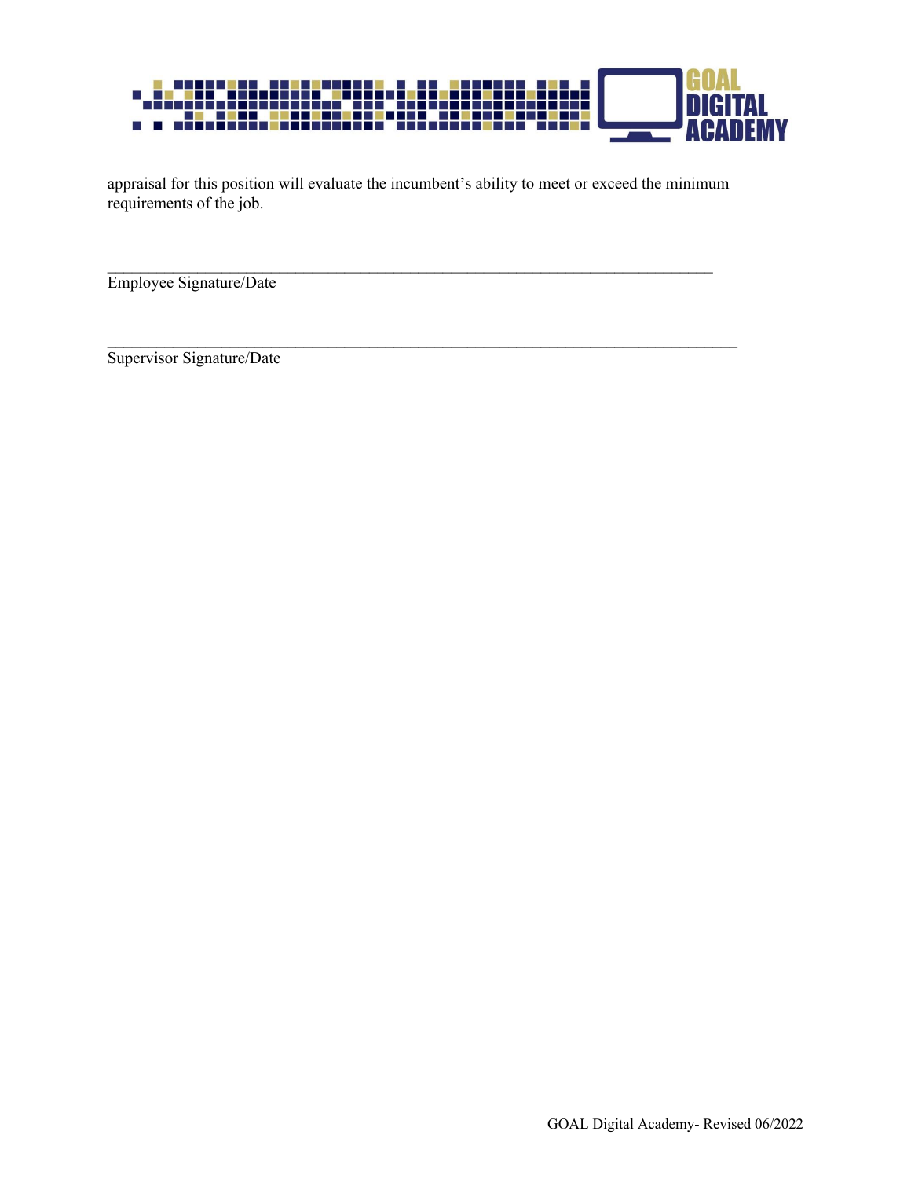appraisal for this position will evaluate the incumbent’s ability to meet or exceed the minimum requirements of the job.

\_\_\_\_\_\_\_\_\_\_\_\_\_\_\_\_\_\_\_\_\_\_\_\_\_\_\_\_\_\_\_\_\_\_\_\_\_\_\_\_\_\_\_\_\_\_\_\_\_\_\_\_\_\_\_\_\_\_\_\_\_\_\_\_\_\_\_\_\_\_\_\_

Employee Signature/Date

\_\_\_\_\_\_\_\_\_\_\_\_\_\_\_\_\_\_\_\_\_\_\_\_\_\_\_\_\_\_\_\_\_\_\_\_\_\_\_\_\_\_\_\_\_\_\_\_\_\_\_\_\_\_\_\_\_\_\_\_\_\_\_\_\_\_\_\_\_\_\_\_\_\_\_

Supervisor Signature/Date